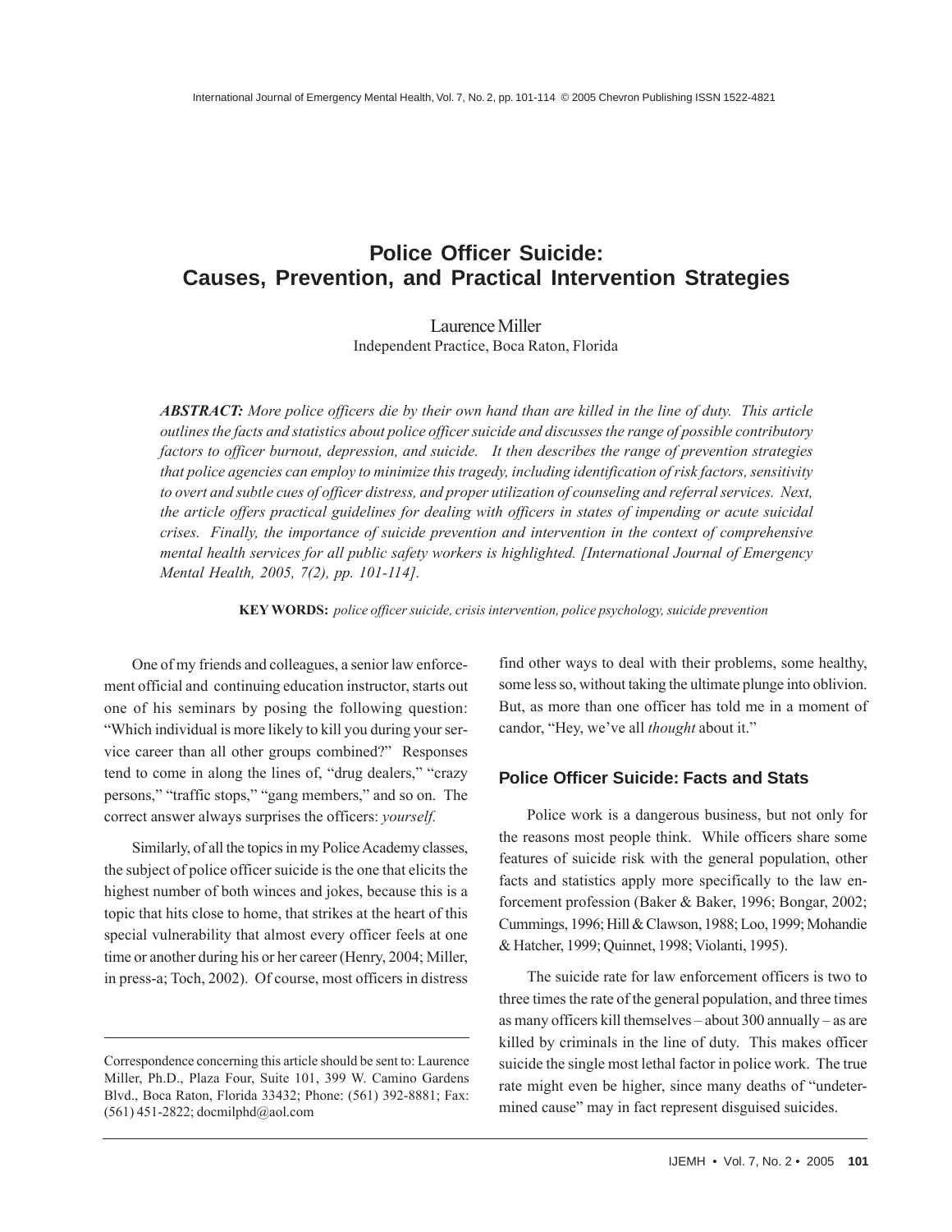# Police Officer Suicide: Causes, Prevention, and Practical Intervention Strategies

Laurence Miller
Independent Practice, Boca Raton, Florida

***ABSTRACT:*** *More police officers die by their own hand than are killed in the line of duty. This article outlines the facts and statistics about police officer suicide and discusses the range of possible contributory factors to officer burnout, depression, and suicide. It then describes the range of prevention strategies that police agencies can employ to minimize this tragedy, including identification of risk factors, sensitivity to overt and subtle cues of officer distress, and proper utilization of counseling and referral services. Next, the article offers practical guidelines for dealing with officers in states of impending or acute suicidal crises. Finally, the importance of suicide prevention and intervention in the context of comprehensive mental health services for all public safety workers is highlighted. [International Journal of Emergency Mental Health, 2005, 7(2), pp. 101-114].*

**KEY WORDS:** *police officer suicide, crisis intervention, police psychology, suicide prevention*

One of my friends and colleagues, a senior law enforcement official and continuing education instructor, starts out one of his seminars by posing the following question: "Which individual is more likely to kill you during your service career than all other groups combined?" Responses tend to come in along the lines of, "drug dealers," "crazy persons," "traffic stops," "gang members," and so on. The correct answer always surprises the officers: *yourself.*

Similarly, of all the topics in my Police Academy classes, the subject of police officer suicide is the one that elicits the highest number of both winces and jokes, because this is a topic that hits close to home, that strikes at the heart of this special vulnerability that almost every officer feels at one time or another during his or her career (Henry, 2004; Miller, in press-a; Toch, 2002). Of course, most officers in distress find other ways to deal with their problems, some healthy, some less so, without taking the ultimate plunge into oblivion. But, as more than one officer has told me in a moment of candor, "Hey, we've all *thought* about it."

## Police Officer Suicide: Facts and Stats

Police work is a dangerous business, but not only for the reasons most people think. While officers share some features of suicide risk with the general population, other facts and statistics apply more specifically to the law enforcement profession (Baker & Baker, 1996; Bongar, 2002; Cummings, 1996; Hill & Clawson, 1988; Loo, 1999; Mohandie & Hatcher, 1999; Quinnet, 1998; Violanti, 1995).

The suicide rate for law enforcement officers is two to three times the rate of the general population, and three times as many officers kill themselves – about 300 annually – as are killed by criminals in the line of duty. This makes officer suicide the single most lethal factor in police work. The true rate might even be higher, since many deaths of "undetermined cause" may in fact represent disguised suicides.

---

Correspondence concerning this article should be sent to: Laurence Miller, Ph.D., Plaza Four, Suite 101, 399 W. Camino Gardens Blvd., Boca Raton, Florida 33432; Phone: (561) 392-8881; Fax: (561) 451-2822; docmilphd@aol.com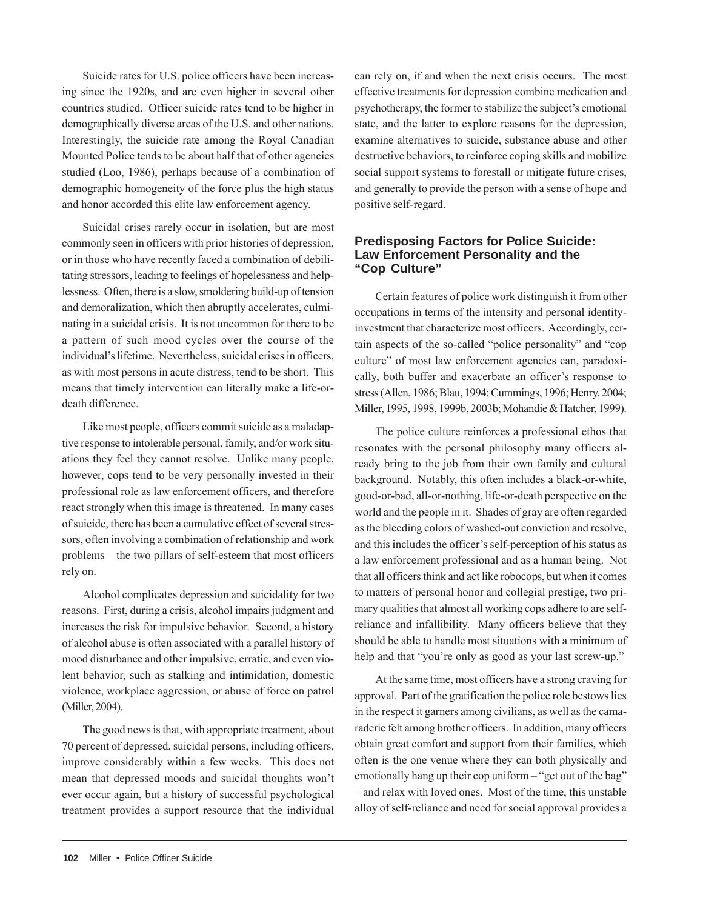Suicide rates for U.S. police officers have been increasing since the 1920s, and are even higher in several other countries studied. Officer suicide rates tend to be higher in demographically diverse areas of the U.S. and other nations. Interestingly, the suicide rate among the Royal Canadian Mounted Police tends to be about half that of other agencies studied (Loo, 1986), perhaps because of a combination of demographic homogeneity of the force plus the high status and honor accorded this elite law enforcement agency.

Suicidal crises rarely occur in isolation, but are most commonly seen in officers with prior histories of depression, or in those who have recently faced a combination of debilitating stressors, leading to feelings of hopelessness and helplessness. Often, there is a slow, smoldering build-up of tension and demoralization, which then abruptly accelerates, culminating in a suicidal crisis. It is not uncommon for there to be a pattern of such mood cycles over the course of the individual's lifetime. Nevertheless, suicidal crises in officers, as with most persons in acute distress, tend to be short. This means that timely intervention can literally make a life-or-death difference.

Like most people, officers commit suicide as a maladaptive response to intolerable personal, family, and/or work situations they feel they cannot resolve. Unlike many people, however, cops tend to be very personally invested in their professional role as law enforcement officers, and therefore react strongly when this image is threatened. In many cases of suicide, there has been a cumulative effect of several stressors, often involving a combination of relationship and work problems – the two pillars of self-esteem that most officers rely on.

Alcohol complicates depression and suicidality for two reasons. First, during a crisis, alcohol impairs judgment and increases the risk for impulsive behavior. Second, a history of alcohol abuse is often associated with a parallel history of mood disturbance and other impulsive, erratic, and even violent behavior, such as stalking and intimidation, domestic violence, workplace aggression, or abuse of force on patrol (Miller, 2004).

The good news is that, with appropriate treatment, about 70 percent of depressed, suicidal persons, including officers, improve considerably within a few weeks. This does not mean that depressed moods and suicidal thoughts won't ever occur again, but a history of successful psychological treatment provides a support resource that the individual can rely on, if and when the next crisis occurs. The most effective treatments for depression combine medication and psychotherapy, the former to stabilize the subject's emotional state, and the latter to explore reasons for the depression, examine alternatives to suicide, substance abuse and other destructive behaviors, to reinforce coping skills and mobilize social support systems to forestall or mitigate future crises, and generally to provide the person with a sense of hope and positive self-regard.

## Predisposing Factors for Police Suicide: Law Enforcement Personality and the "Cop Culture"

Certain features of police work distinguish it from other occupations in terms of the intensity and personal identity-investment that characterize most officers. Accordingly, certain aspects of the so-called "police personality" and "cop culture" of most law enforcement agencies can, paradoxically, both buffer and exacerbate an officer's response to stress (Allen, 1986; Blau, 1994; Cummings, 1996; Henry, 2004; Miller, 1995, 1998, 1999b, 2003b; Mohandie & Hatcher, 1999).

The police culture reinforces a professional ethos that resonates with the personal philosophy many officers already bring to the job from their own family and cultural background. Notably, this often includes a black-or-white, good-or-bad, all-or-nothing, life-or-death perspective on the world and the people in it. Shades of gray are often regarded as the bleeding colors of washed-out conviction and resolve, and this includes the officer's self-perception of his status as a law enforcement professional and as a human being. Not that all officers think and act like robocops, but when it comes to matters of personal honor and collegial prestige, two primary qualities that almost all working cops adhere to are self-reliance and infallibility. Many officers believe that they should be able to handle most situations with a minimum of help and that "you're only as good as your last screw-up."

At the same time, most officers have a strong craving for approval. Part of the gratification the police role bestows lies in the respect it garners among civilians, as well as the camaraderie felt among brother officers. In addition, many officers obtain great comfort and support from their families, which often is the one venue where they can both physically and emotionally hang up their cop uniform – "get out of the bag" – and relax with loved ones. Most of the time, this unstable alloy of self-reliance and need for social approval provides a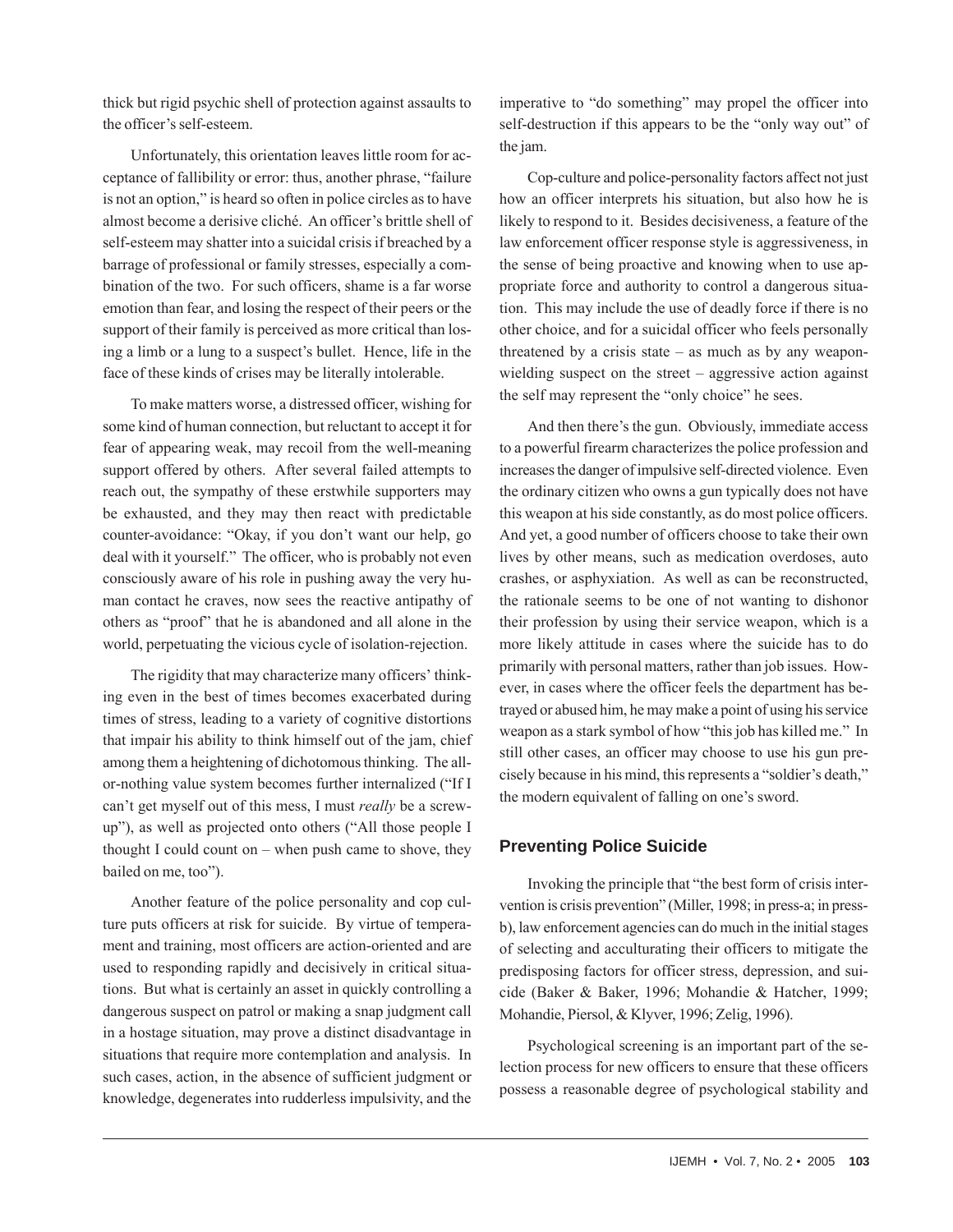thick but rigid psychic shell of protection against assaults to the officer's self-esteem.

Unfortunately, this orientation leaves little room for acceptance of fallibility or error: thus, another phrase, "failure is not an option," is heard so often in police circles as to have almost become a derisive cliché. An officer's brittle shell of self-esteem may shatter into a suicidal crisis if breached by a barrage of professional or family stresses, especially a combination of the two. For such officers, shame is a far worse emotion than fear, and losing the respect of their peers or the support of their family is perceived as more critical than losing a limb or a lung to a suspect's bullet. Hence, life in the face of these kinds of crises may be literally intolerable.

To make matters worse, a distressed officer, wishing for some kind of human connection, but reluctant to accept it for fear of appearing weak, may recoil from the well-meaning support offered by others. After several failed attempts to reach out, the sympathy of these erstwhile supporters may be exhausted, and they may then react with predictable counter-avoidance: "Okay, if you don't want our help, go deal with it yourself." The officer, who is probably not even consciously aware of his role in pushing away the very human contact he craves, now sees the reactive antipathy of others as "proof" that he is abandoned and all alone in the world, perpetuating the vicious cycle of isolation-rejection.

The rigidity that may characterize many officers' thinking even in the best of times becomes exacerbated during times of stress, leading to a variety of cognitive distortions that impair his ability to think himself out of the jam, chief among them a heightening of dichotomous thinking. The all-or-nothing value system becomes further internalized ("If I can't get myself out of this mess, I must *really* be a screw-up"), as well as projected onto others ("All those people I thought I could count on – when push came to shove, they bailed on me, too").

Another feature of the police personality and cop culture puts officers at risk for suicide. By virtue of temperament and training, most officers are action-oriented and are used to responding rapidly and decisively in critical situations. But what is certainly an asset in quickly controlling a dangerous suspect on patrol or making a snap judgment call in a hostage situation, may prove a distinct disadvantage in situations that require more contemplation and analysis. In such cases, action, in the absence of sufficient judgment or knowledge, degenerates into rudderless impulsivity, and the imperative to "do something" may propel the officer into self-destruction if this appears to be the "only way out" of the jam.

Cop-culture and police-personality factors affect not just how an officer interprets his situation, but also how he is likely to respond to it. Besides decisiveness, a feature of the law enforcement officer response style is aggressiveness, in the sense of being proactive and knowing when to use appropriate force and authority to control a dangerous situation. This may include the use of deadly force if there is no other choice, and for a suicidal officer who feels personally threatened by a crisis state – as much as by any weapon-wielding suspect on the street – aggressive action against the self may represent the "only choice" he sees.

And then there's the gun. Obviously, immediate access to a powerful firearm characterizes the police profession and increases the danger of impulsive self-directed violence. Even the ordinary citizen who owns a gun typically does not have this weapon at his side constantly, as do most police officers. And yet, a good number of officers choose to take their own lives by other means, such as medication overdoses, auto crashes, or asphyxiation. As well as can be reconstructed, the rationale seems to be one of not wanting to dishonor their profession by using their service weapon, which is a more likely attitude in cases where the suicide has to do primarily with personal matters, rather than job issues. However, in cases where the officer feels the department has betrayed or abused him, he may make a point of using his service weapon as a stark symbol of how "this job has killed me." In still other cases, an officer may choose to use his gun precisely because in his mind, this represents a "soldier's death," the modern equivalent of falling on one's sword.

## Preventing Police Suicide

Invoking the principle that "the best form of crisis intervention is crisis prevention" (Miller, 1998; in press-a; in press-b), law enforcement agencies can do much in the initial stages of selecting and acculturating their officers to mitigate the predisposing factors for officer stress, depression, and suicide (Baker & Baker, 1996; Mohandie & Hatcher, 1999; Mohandie, Piersol, & Klyver, 1996; Zelig, 1996).

Psychological screening is an important part of the selection process for new officers to ensure that these officers possess a reasonable degree of psychological stability and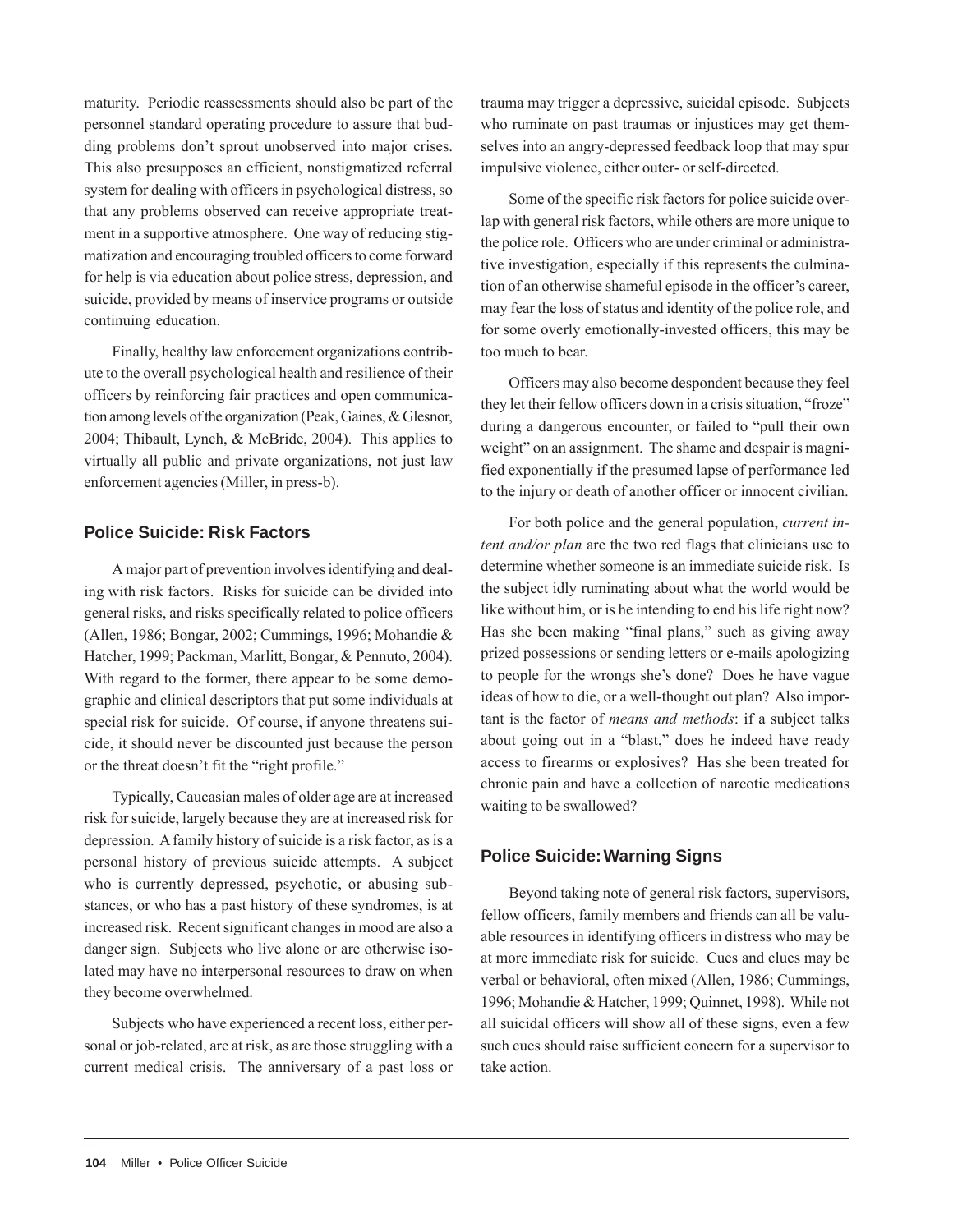maturity. Periodic reassessments should also be part of the personnel standard operating procedure to assure that budding problems don't sprout unobserved into major crises. This also presupposes an efficient, nonstigmatized referral system for dealing with officers in psychological distress, so that any problems observed can receive appropriate treatment in a supportive atmosphere. One way of reducing stigmatization and encouraging troubled officers to come forward for help is via education about police stress, depression, and suicide, provided by means of inservice programs or outside continuing education.

Finally, healthy law enforcement organizations contribute to the overall psychological health and resilience of their officers by reinforcing fair practices and open communication among levels of the organization (Peak, Gaines, & Glesnor, 2004; Thibault, Lynch, & McBride, 2004). This applies to virtually all public and private organizations, not just law enforcement agencies (Miller, in press-b).

## Police Suicide: Risk Factors

A major part of prevention involves identifying and dealing with risk factors. Risks for suicide can be divided into general risks, and risks specifically related to police officers (Allen, 1986; Bongar, 2002; Cummings, 1996; Mohandie & Hatcher, 1999; Packman, Marlitt, Bongar, & Pennuto, 2004). With regard to the former, there appear to be some demographic and clinical descriptors that put some individuals at special risk for suicide. Of course, if anyone threatens suicide, it should never be discounted just because the person or the threat doesn't fit the "right profile."

Typically, Caucasian males of older age are at increased risk for suicide, largely because they are at increased risk for depression. A family history of suicide is a risk factor, as is a personal history of previous suicide attempts. A subject who is currently depressed, psychotic, or abusing substances, or who has a past history of these syndromes, is at increased risk. Recent significant changes in mood are also a danger sign. Subjects who live alone or are otherwise isolated may have no interpersonal resources to draw on when they become overwhelmed.

Subjects who have experienced a recent loss, either personal or job-related, are at risk, as are those struggling with a current medical crisis. The anniversary of a past loss or trauma may trigger a depressive, suicidal episode. Subjects who ruminate on past traumas or injustices may get themselves into an angry-depressed feedback loop that may spur impulsive violence, either outer- or self-directed.

Some of the specific risk factors for police suicide overlap with general risk factors, while others are more unique to the police role. Officers who are under criminal or administrative investigation, especially if this represents the culmination of an otherwise shameful episode in the officer's career, may fear the loss of status and identity of the police role, and for some overly emotionally-invested officers, this may be too much to bear.

Officers may also become despondent because they feel they let their fellow officers down in a crisis situation, "froze" during a dangerous encounter, or failed to "pull their own weight" on an assignment. The shame and despair is magnified exponentially if the presumed lapse of performance led to the injury or death of another officer or innocent civilian.

For both police and the general population, *current intent and/or plan* are the two red flags that clinicians use to determine whether someone is an immediate suicide risk. Is the subject idly ruminating about what the world would be like without him, or is he intending to end his life right now? Has she been making "final plans," such as giving away prized possessions or sending letters or e-mails apologizing to people for the wrongs she's done? Does he have vague ideas of how to die, or a well-thought out plan? Also important is the factor of *means and methods*: if a subject talks about going out in a "blast," does he indeed have ready access to firearms or explosives? Has she been treated for chronic pain and have a collection of narcotic medications waiting to be swallowed?

## Police Suicide: Warning Signs

Beyond taking note of general risk factors, supervisors, fellow officers, family members and friends can all be valuable resources in identifying officers in distress who may be at more immediate risk for suicide. Cues and clues may be verbal or behavioral, often mixed (Allen, 1986; Cummings, 1996; Mohandie & Hatcher, 1999; Quinnet, 1998). While not all suicidal officers will show all of these signs, even a few such cues should raise sufficient concern for a supervisor to take action.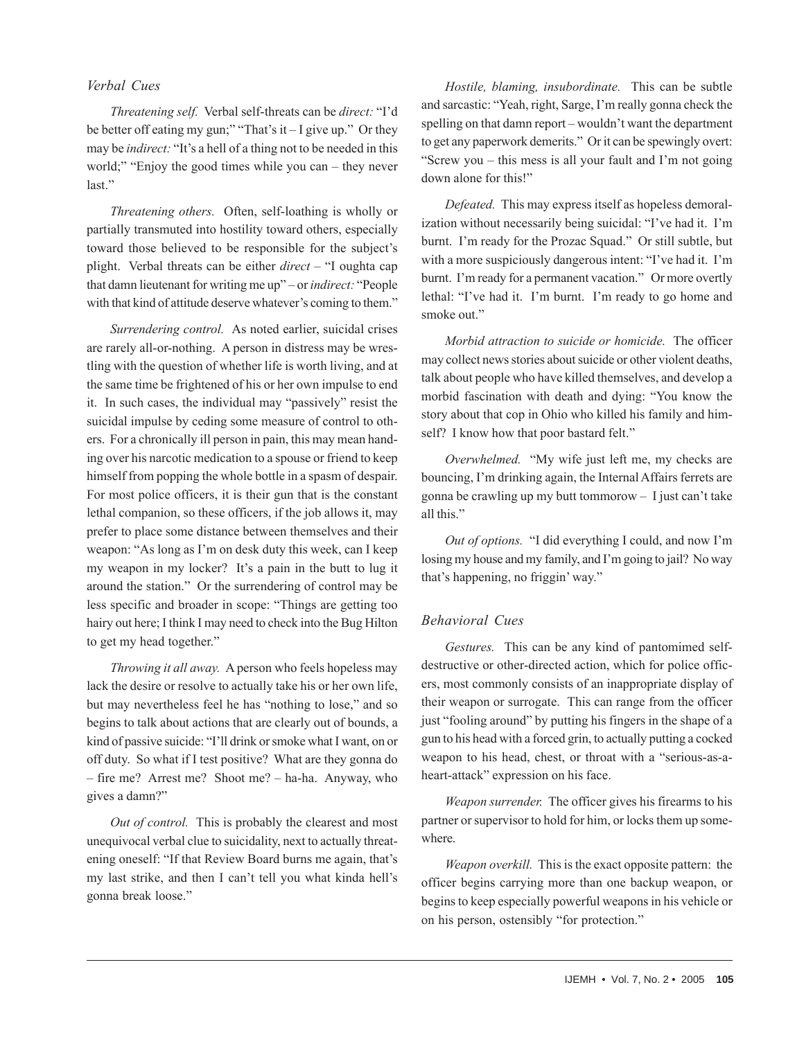### *Verbal Cues*

*Threatening self.* Verbal self-threats can be *direct:* "I'd be better off eating my gun;" "That's it – I give up." Or they may be *indirect:* "It's a hell of a thing not to be needed in this world;" "Enjoy the good times while you can – they never last."

*Threatening others.* Often, self-loathing is wholly or partially transmuted into hostility toward others, especially toward those believed to be responsible for the subject's plight. Verbal threats can be either *direct* – "I oughta cap that damn lieutenant for writing me up" – or *indirect:* "People with that kind of attitude deserve whatever's coming to them."

*Surrendering control.* As noted earlier, suicidal crises are rarely all-or-nothing. A person in distress may be wrestling with the question of whether life is worth living, and at the same time be frightened of his or her own impulse to end it. In such cases, the individual may "passively" resist the suicidal impulse by ceding some measure of control to others. For a chronically ill person in pain, this may mean handing over his narcotic medication to a spouse or friend to keep himself from popping the whole bottle in a spasm of despair. For most police officers, it is their gun that is the constant lethal companion, so these officers, if the job allows it, may prefer to place some distance between themselves and their weapon: "As long as I'm on desk duty this week, can I keep my weapon in my locker? It's a pain in the butt to lug it around the station." Or the surrendering of control may be less specific and broader in scope: "Things are getting too hairy out here; I think I may need to check into the Bug Hilton to get my head together."

*Throwing it all away.* A person who feels hopeless may lack the desire or resolve to actually take his or her own life, but may nevertheless feel he has "nothing to lose," and so begins to talk about actions that are clearly out of bounds, a kind of passive suicide: "I'll drink or smoke what I want, on or off duty. So what if I test positive? What are they gonna do – fire me? Arrest me? Shoot me? – ha-ha. Anyway, who gives a damn?"

*Out of control.* This is probably the clearest and most unequivocal verbal clue to suicidality, next to actually threatening oneself: "If that Review Board burns me again, that's my last strike, and then I can't tell you what kinda hell's gonna break loose."

*Hostile, blaming, insubordinate.* This can be subtle and sarcastic: "Yeah, right, Sarge, I'm really gonna check the spelling on that damn report – wouldn't want the department to get any paperwork demerits." Or it can be spewingly overt: "Screw you – this mess is all your fault and I'm not going down alone for this!"

*Defeated.* This may express itself as hopeless demoralization without necessarily being suicidal: "I've had it. I'm burnt. I'm ready for the Prozac Squad." Or still subtle, but with a more suspiciously dangerous intent: "I've had it. I'm burnt. I'm ready for a permanent vacation." Or more overtly lethal: "I've had it. I'm burnt. I'm ready to go home and smoke out."

*Morbid attraction to suicide or homicide.* The officer may collect news stories about suicide or other violent deaths, talk about people who have killed themselves, and develop a morbid fascination with death and dying: "You know the story about that cop in Ohio who killed his family and himself? I know how that poor bastard felt."

*Overwhelmed.* "My wife just left me, my checks are bouncing, I'm drinking again, the Internal Affairs ferrets are gonna be crawling up my butt tommorow – I just can't take all this."

*Out of options.* "I did everything I could, and now I'm losing my house and my family, and I'm going to jail? No way that's happening, no friggin' way."

### *Behavioral Cues*

*Gestures.* This can be any kind of pantomimed self-destructive or other-directed action, which for police officers, most commonly consists of an inappropriate display of their weapon or surrogate. This can range from the officer just "fooling around" by putting his fingers in the shape of a gun to his head with a forced grin, to actually putting a cocked weapon to his head, chest, or throat with a "serious-as-a-heart-attack" expression on his face.

*Weapon surrender.* The officer gives his firearms to his partner or supervisor to hold for him, or locks them up somewhere.

*Weapon overkill.* This is the exact opposite pattern: the officer begins carrying more than one backup weapon, or begins to keep especially powerful weapons in his vehicle or on his person, ostensibly "for protection."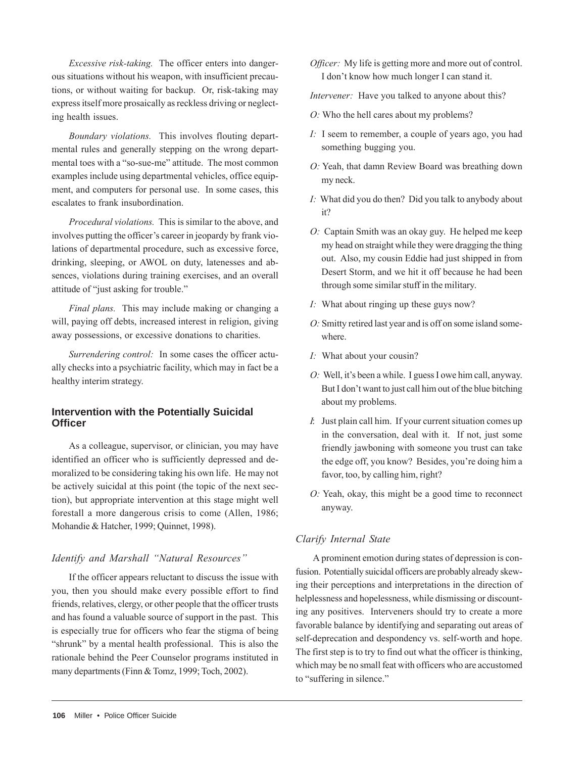*Excessive risk-taking.* The officer enters into dangerous situations without his weapon, with insufficient precautions, or without waiting for backup. Or, risk-taking may express itself more prosaically as reckless driving or neglecting health issues.

*Boundary violations.* This involves flouting departmental rules and generally stepping on the wrong departmental toes with a "so-sue-me" attitude. The most common examples include using departmental vehicles, office equipment, and computers for personal use. In some cases, this escalates to frank insubordination.

*Procedural violations.* This is similar to the above, and involves putting the officer's career in jeopardy by frank violations of departmental procedure, such as excessive force, drinking, sleeping, or AWOL on duty, latenesses and absences, violations during training exercises, and an overall attitude of "just asking for trouble."

*Final plans.* This may include making or changing a will, paying off debts, increased interest in religion, giving away possessions, or excessive donations to charities.

*Surrendering control:* In some cases the officer actually checks into a psychiatric facility, which may in fact be a healthy interim strategy.

## Intervention with the Potentially Suicidal Officer

As a colleague, supervisor, or clinician, you may have identified an officer who is sufficiently depressed and demoralized to be considering taking his own life. He may not be actively suicidal at this point (the topic of the next section), but appropriate intervention at this stage might well forestall a more dangerous crisis to come (Allen, 1986; Mohandie & Hatcher, 1999; Quinnet, 1998).

### *Identify and Marshall "Natural Resources"*

If the officer appears reluctant to discuss the issue with you, then you should make every possible effort to find friends, relatives, clergy, or other people that the officer trusts and has found a valuable source of support in the past. This is especially true for officers who fear the stigma of being "shrunk" by a mental health professional. This is also the rationale behind the Peer Counselor programs instituted in many departments (Finn & Tomz, 1999; Toch, 2002).

*Officer:* My life is getting more and more out of control. I don't know how much longer I can stand it.

*Intervener:* Have you talked to anyone about this?

*O:* Who the hell cares about my problems?

*I:* I seem to remember, a couple of years ago, you had something bugging you.

*O:* Yeah, that damn Review Board was breathing down my neck.

*I:* What did you do then? Did you talk to anybody about it?

*O:* Captain Smith was an okay guy. He helped me keep my head on straight while they were dragging the thing out. Also, my cousin Eddie had just shipped in from Desert Storm, and we hit it off because he had been through some similar stuff in the military.

*I:* What about ringing up these guys now?

*O:* Smitty retired last year and is off on some island somewhere.

*I:* What about your cousin?

*O:* Well, it's been a while. I guess I owe him call, anyway. But I don't want to just call him out of the blue bitching about my problems.

*I*: Just plain call him. If your current situation comes up in the conversation, deal with it. If not, just some friendly jawboning with someone you trust can take the edge off, you know? Besides, you're doing him a favor, too, by calling him, right?

*O:* Yeah, okay, this might be a good time to reconnect anyway.

### *Clarify Internal State*

A prominent emotion during states of depression is confusion. Potentially suicidal officers are probably already skewing their perceptions and interpretations in the direction of helplessness and hopelessness, while dismissing or discounting any positives. Interveners should try to create a more favorable balance by identifying and separating out areas of self-deprecation and despondency vs. self-worth and hope. The first step is to try to find out what the officer is thinking, which may be no small feat with officers who are accustomed to "suffering in silence."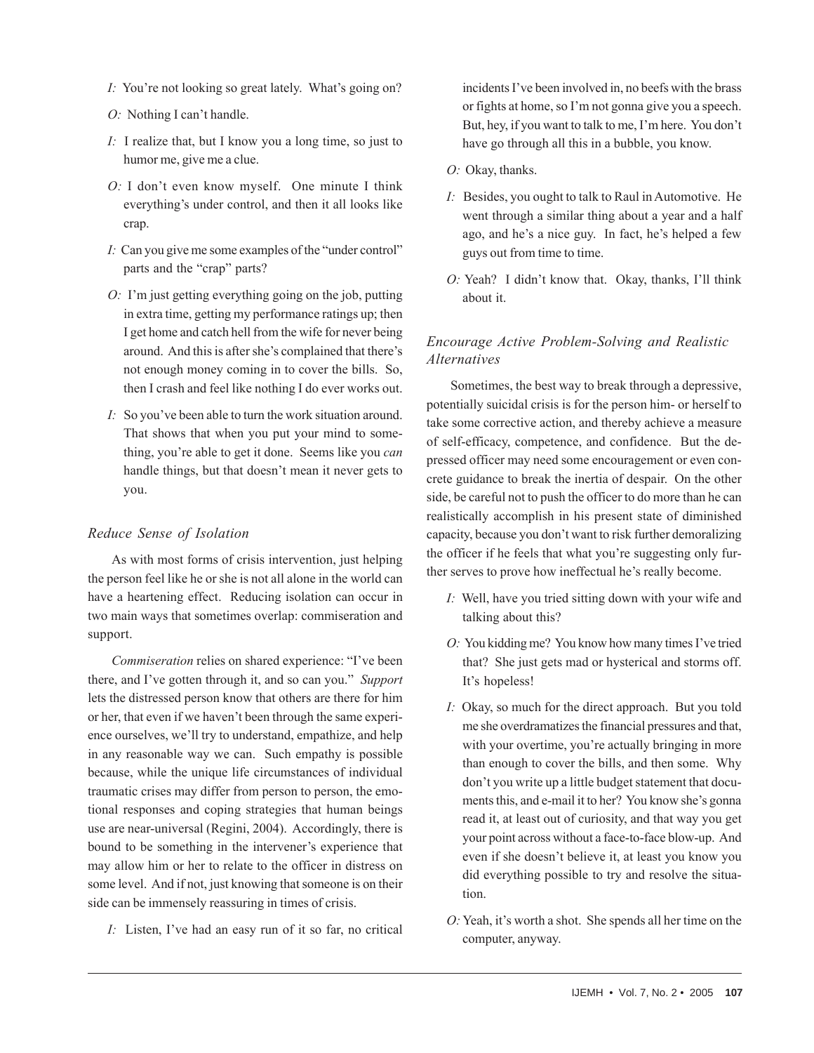*I:* You're not looking so great lately. What's going on?

*O:* Nothing I can't handle.

*I:* I realize that, but I know you a long time, so just to humor me, give me a clue.

*O:* I don't even know myself. One minute I think everything's under control, and then it all looks like crap.

*I:* Can you give me some examples of the "under control" parts and the "crap" parts?

*O:* I'm just getting everything going on the job, putting in extra time, getting my performance ratings up; then I get home and catch hell from the wife for never being around. And this is after she's complained that there's not enough money coming in to cover the bills. So, then I crash and feel like nothing I do ever works out.

*I:* So you've been able to turn the work situation around. That shows that when you put your mind to something, you're able to get it done. Seems like you *can* handle things, but that doesn't mean it never gets to you.

### *Reduce Sense of Isolation*

As with most forms of crisis intervention, just helping the person feel like he or she is not all alone in the world can have a heartening effect. Reducing isolation can occur in two main ways that sometimes overlap: commiseration and support.

*Commiseration* relies on shared experience: "I've been there, and I've gotten through it, and so can you." *Support* lets the distressed person know that others are there for him or her, that even if we haven't been through the same experience ourselves, we'll try to understand, empathize, and help in any reasonable way we can. Such empathy is possible because, while the unique life circumstances of individual traumatic crises may differ from person to person, the emotional responses and coping strategies that human beings use are near-universal (Regini, 2004). Accordingly, there is bound to be something in the intervener's experience that may allow him or her to relate to the officer in distress on some level. And if not, just knowing that someone is on their side can be immensely reassuring in times of crisis.

*I:* Listen, I've had an easy run of it so far, no critical incidents I've been involved in, no beefs with the brass or fights at home, so I'm not gonna give you a speech. But, hey, if you want to talk to me, I'm here. You don't have go through all this in a bubble, you know.

*O:* Okay, thanks.

*I:* Besides, you ought to talk to Raul in Automotive. He went through a similar thing about a year and a half ago, and he's a nice guy. In fact, he's helped a few guys out from time to time.

*O:* Yeah? I didn't know that. Okay, thanks, I'll think about it.

### *Encourage Active Problem-Solving and Realistic Alternatives*

Sometimes, the best way to break through a depressive, potentially suicidal crisis is for the person him- or herself to take some corrective action, and thereby achieve a measure of self-efficacy, competence, and confidence. But the depressed officer may need some encouragement or even concrete guidance to break the inertia of despair. On the other side, be careful not to push the officer to do more than he can realistically accomplish in his present state of diminished capacity, because you don't want to risk further demoralizing the officer if he feels that what you're suggesting only further serves to prove how ineffectual he's really become.

*I:* Well, have you tried sitting down with your wife and talking about this?

*O:* You kidding me? You know how many times I've tried that? She just gets mad or hysterical and storms off. It's hopeless!

*I:* Okay, so much for the direct approach. But you told me she overdramatizes the financial pressures and that, with your overtime, you're actually bringing in more than enough to cover the bills, and then some. Why don't you write up a little budget statement that documents this, and e-mail it to her? You know she's gonna read it, at least out of curiosity, and that way you get your point across without a face-to-face blow-up. And even if she doesn't believe it, at least you know you did everything possible to try and resolve the situation.

*O:* Yeah, it's worth a shot. She spends all her time on the computer, anyway.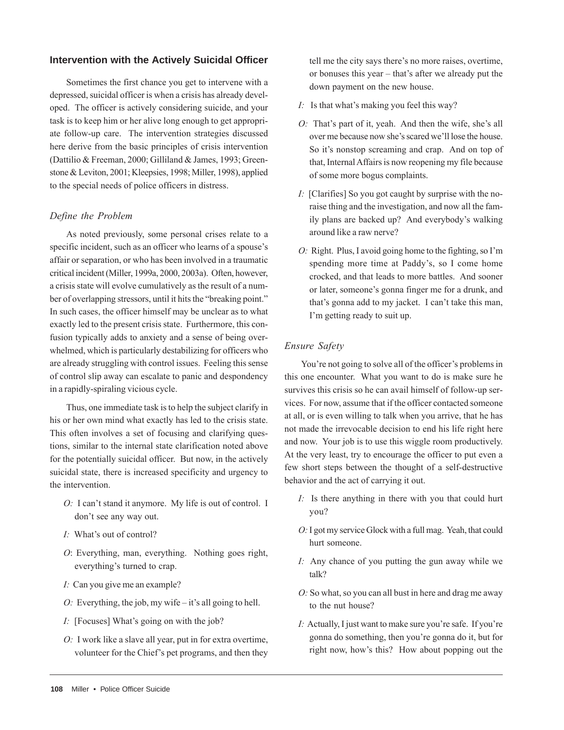## Intervention with the Actively Suicidal Officer

Sometimes the first chance you get to intervene with a depressed, suicidal officer is when a crisis has already developed. The officer is actively considering suicide, and your task is to keep him or her alive long enough to get appropriate follow-up care. The intervention strategies discussed here derive from the basic principles of crisis intervention (Dattilio & Freeman, 2000; Gilliland & James, 1993; Greenstone & Leviton, 2001; Kleepsies, 1998; Miller, 1998), applied to the special needs of police officers in distress.

### *Define the Problem*

As noted previously, some personal crises relate to a specific incident, such as an officer who learns of a spouse's affair or separation, or who has been involved in a traumatic critical incident (Miller, 1999a, 2000, 2003a). Often, however, a crisis state will evolve cumulatively as the result of a number of overlapping stressors, until it hits the "breaking point." In such cases, the officer himself may be unclear as to what exactly led to the present crisis state. Furthermore, this confusion typically adds to anxiety and a sense of being overwhelmed, which is particularly destabilizing for officers who are already struggling with control issues. Feeling this sense of control slip away can escalate to panic and despondency in a rapidly-spiraling vicious cycle.

Thus, one immediate task is to help the subject clarify in his or her own mind what exactly has led to the crisis state. This often involves a set of focusing and clarifying questions, similar to the internal state clarification noted above for the potentially suicidal officer. But now, in the actively suicidal state, there is increased specificity and urgency to the intervention.

*O:* I can't stand it anymore. My life is out of control. I don't see any way out.

*I:* What's out of control?

*O*: Everything, man, everything. Nothing goes right, everything's turned to crap.

*I:* Can you give me an example?

*O:* Everything, the job, my wife – it's all going to hell.

*I:* [Focuses] What's going on with the job?

*O:* I work like a slave all year, put in for extra overtime, volunteer for the Chief's pet programs, and then they tell me the city says there's no more raises, overtime, or bonuses this year – that's after we already put the down payment on the new house.

*I:* Is that what's making you feel this way?

*O:* That's part of it, yeah. And then the wife, she's all over me because now she's scared we'll lose the house. So it's nonstop screaming and crap. And on top of that, Internal Affairs is now reopening my file because of some more bogus complaints.

*I:* [Clarifies] So you got caught by surprise with the no-raise thing and the investigation, and now all the family plans are backed up? And everybody's walking around like a raw nerve?

*O:* Right. Plus, I avoid going home to the fighting, so I'm spending more time at Paddy's, so I come home crocked, and that leads to more battles. And sooner or later, someone's gonna finger me for a drunk, and that's gonna add to my jacket. I can't take this man, I'm getting ready to suit up.

### *Ensure Safety*

You're not going to solve all of the officer's problems in this one encounter. What you want to do is make sure he survives this crisis so he can avail himself of follow-up services. For now, assume that if the officer contacted someone at all, or is even willing to talk when you arrive, that he has not made the irrevocable decision to end his life right here and now. Your job is to use this wiggle room productively. At the very least, try to encourage the officer to put even a few short steps between the thought of a self-destructive behavior and the act of carrying it out.

*I:* Is there anything in there with you that could hurt you?

*O:* I got my service Glock with a full mag. Yeah, that could hurt someone.

*I:* Any chance of you putting the gun away while we talk?

*O:* So what, so you can all bust in here and drag me away to the nut house?

*I:* Actually, I just want to make sure you're safe. If you're gonna do something, then you're gonna do it, but for right now, how's this? How about popping out the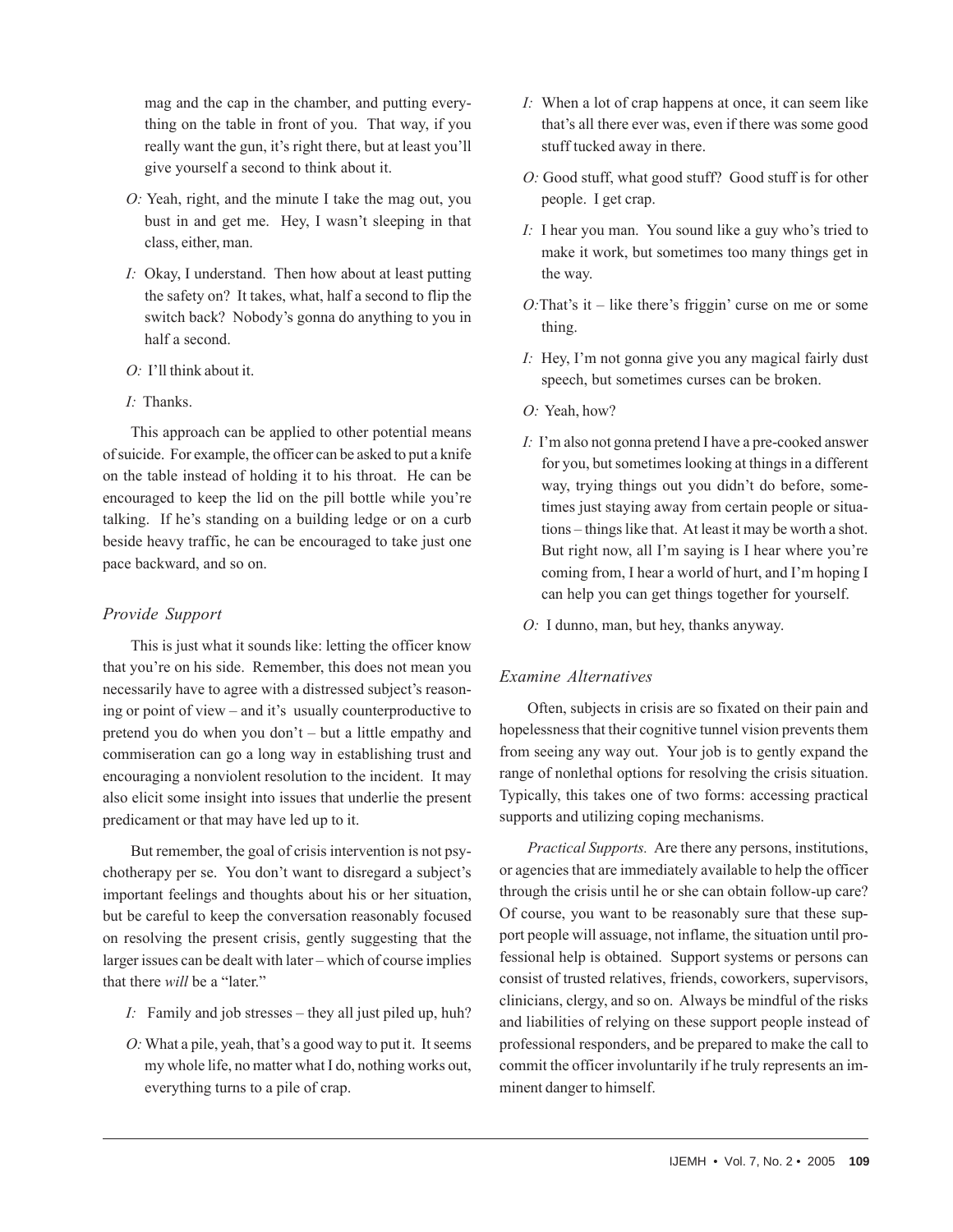mag and the cap in the chamber, and putting everything on the table in front of you. That way, if you really want the gun, it's right there, but at least you'll give yourself a second to think about it.

*O:* Yeah, right, and the minute I take the mag out, you bust in and get me. Hey, I wasn't sleeping in that class, either, man.

*I:* Okay, I understand. Then how about at least putting the safety on? It takes, what, half a second to flip the switch back? Nobody's gonna do anything to you in half a second.

*O:* I'll think about it.

*I:* Thanks.

This approach can be applied to other potential means of suicide. For example, the officer can be asked to put a knife on the table instead of holding it to his throat. He can be encouraged to keep the lid on the pill bottle while you're talking. If he's standing on a building ledge or on a curb beside heavy traffic, he can be encouraged to take just one pace backward, and so on.

### *Provide Support*

This is just what it sounds like: letting the officer know that you're on his side. Remember, this does not mean you necessarily have to agree with a distressed subject's reasoning or point of view – and it's usually counterproductive to pretend you do when you don't – but a little empathy and commiseration can go a long way in establishing trust and encouraging a nonviolent resolution to the incident. It may also elicit some insight into issues that underlie the present predicament or that may have led up to it.

But remember, the goal of crisis intervention is not psychotherapy per se. You don't want to disregard a subject's important feelings and thoughts about his or her situation, but be careful to keep the conversation reasonably focused on resolving the present crisis, gently suggesting that the larger issues can be dealt with later – which of course implies that there *will* be a "later."

*I:* Family and job stresses – they all just piled up, huh?

*O:* What a pile, yeah, that's a good way to put it. It seems my whole life, no matter what I do, nothing works out, everything turns to a pile of crap.

*I:* When a lot of crap happens at once, it can seem like that's all there ever was, even if there was some good stuff tucked away in there.

*O:* Good stuff, what good stuff? Good stuff is for other people. I get crap.

*I:* I hear you man. You sound like a guy who's tried to make it work, but sometimes too many things get in the way.

*O:* That's it – like there's friggin' curse on me or some thing.

*I:* Hey, I'm not gonna give you any magical fairly dust speech, but sometimes curses can be broken.

*O:* Yeah, how?

*I:* I'm also not gonna pretend I have a pre-cooked answer for you, but sometimes looking at things in a different way, trying things out you didn't do before, sometimes just staying away from certain people or situations – things like that. At least it may be worth a shot. But right now, all I'm saying is I hear where you're coming from, I hear a world of hurt, and I'm hoping I can help you can get things together for yourself.

*O:* I dunno, man, but hey, thanks anyway.

### *Examine Alternatives*

Often, subjects in crisis are so fixated on their pain and hopelessness that their cognitive tunnel vision prevents them from seeing any way out. Your job is to gently expand the range of nonlethal options for resolving the crisis situation. Typically, this takes one of two forms: accessing practical supports and utilizing coping mechanisms.

*Practical Supports.* Are there any persons, institutions, or agencies that are immediately available to help the officer through the crisis until he or she can obtain follow-up care? Of course, you want to be reasonably sure that these support people will assuage, not inflame, the situation until professional help is obtained. Support systems or persons can consist of trusted relatives, friends, coworkers, supervisors, clinicians, clergy, and so on. Always be mindful of the risks and liabilities of relying on these support people instead of professional responders, and be prepared to make the call to commit the officer involuntarily if he truly represents an imminent danger to himself.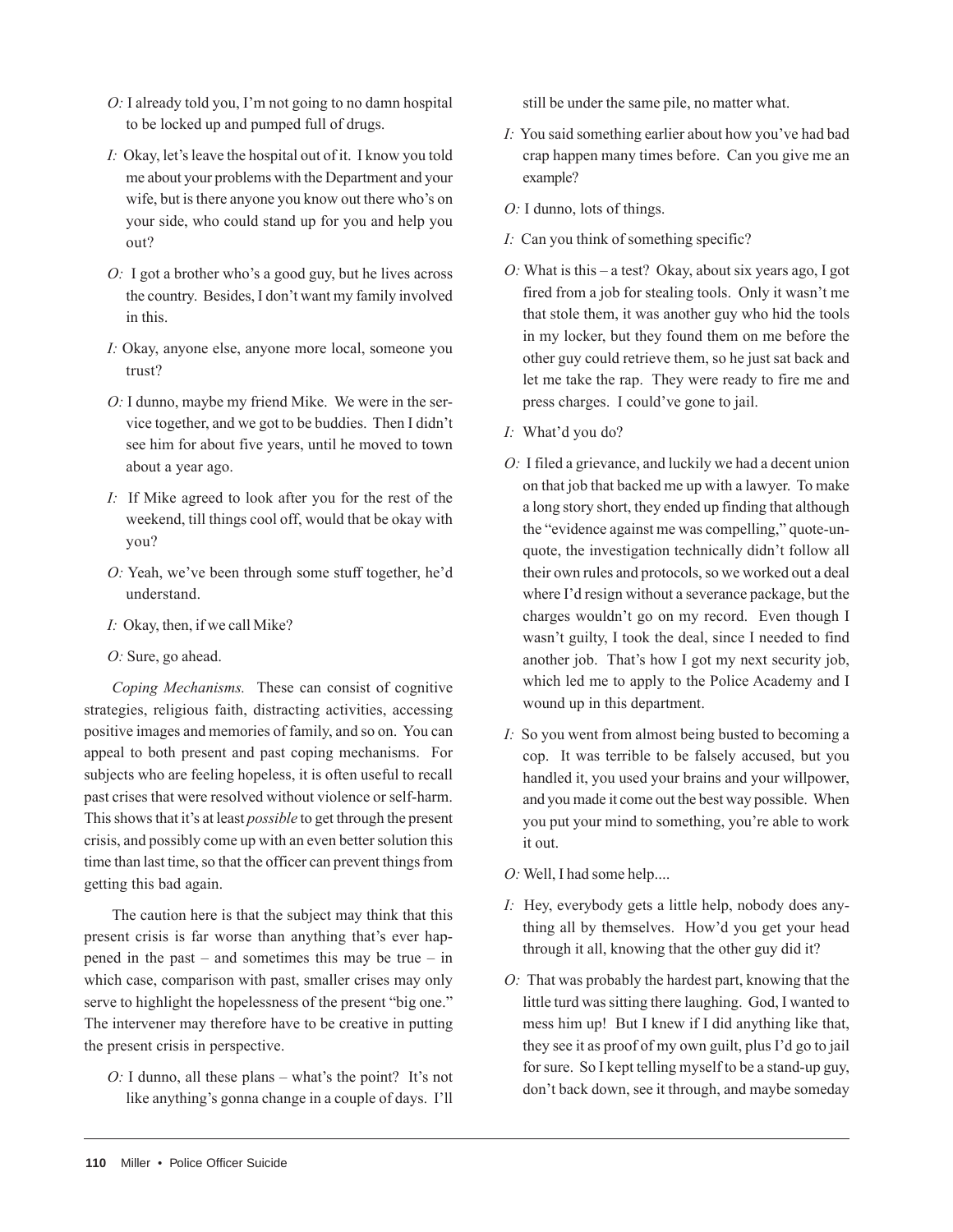*O:* I already told you, I'm not going to no damn hospital to be locked up and pumped full of drugs.

*I:* Okay, let's leave the hospital out of it. I know you told me about your problems with the Department and your wife, but is there anyone you know out there who's on your side, who could stand up for you and help you out?

*O:* I got a brother who's a good guy, but he lives across the country. Besides, I don't want my family involved in this.

*I:* Okay, anyone else, anyone more local, someone you trust?

*O:* I dunno, maybe my friend Mike. We were in the service together, and we got to be buddies. Then I didn't see him for about five years, until he moved to town about a year ago.

*I:* If Mike agreed to look after you for the rest of the weekend, till things cool off, would that be okay with you?

*O:* Yeah, we've been through some stuff together, he'd understand.

*I:* Okay, then, if we call Mike?

*O:* Sure, go ahead.

*Coping Mechanisms.* These can consist of cognitive strategies, religious faith, distracting activities, accessing positive images and memories of family, and so on. You can appeal to both present and past coping mechanisms. For subjects who are feeling hopeless, it is often useful to recall past crises that were resolved without violence or self-harm. This shows that it's at least *possible* to get through the present crisis, and possibly come up with an even better solution this time than last time, so that the officer can prevent things from getting this bad again.

The caution here is that the subject may think that this present crisis is far worse than anything that's ever happened in the past – and sometimes this may be true – in which case, comparison with past, smaller crises may only serve to highlight the hopelessness of the present "big one." The intervener may therefore have to be creative in putting the present crisis in perspective.

*O:* I dunno, all these plans – what's the point? It's not like anything's gonna change in a couple of days. I'll still be under the same pile, no matter what.

*I:* You said something earlier about how you've had bad crap happen many times before. Can you give me an example?

*O:* I dunno, lots of things.

*I:* Can you think of something specific?

*O:* What is this – a test? Okay, about six years ago, I got fired from a job for stealing tools. Only it wasn't me that stole them, it was another guy who hid the tools in my locker, but they found them on me before the other guy could retrieve them, so he just sat back and let me take the rap. They were ready to fire me and press charges. I could've gone to jail.

*I:* What'd you do?

*O:* I filed a grievance, and luckily we had a decent union on that job that backed me up with a lawyer. To make a long story short, they ended up finding that although the "evidence against me was compelling," quote-unquote, the investigation technically didn't follow all their own rules and protocols, so we worked out a deal where I'd resign without a severance package, but the charges wouldn't go on my record. Even though I wasn't guilty, I took the deal, since I needed to find another job. That's how I got my next security job, which led me to apply to the Police Academy and I wound up in this department.

*I:* So you went from almost being busted to becoming a cop. It was terrible to be falsely accused, but you handled it, you used your brains and your willpower, and you made it come out the best way possible. When you put your mind to something, you're able to work it out.

*O:* Well, I had some help....

*I:* Hey, everybody gets a little help, nobody does anything all by themselves. How'd you get your head through it all, knowing that the other guy did it?

*O:* That was probably the hardest part, knowing that the little turd was sitting there laughing. God, I wanted to mess him up! But I knew if I did anything like that, they see it as proof of my own guilt, plus I'd go to jail for sure. So I kept telling myself to be a stand-up guy, don't back down, see it through, and maybe someday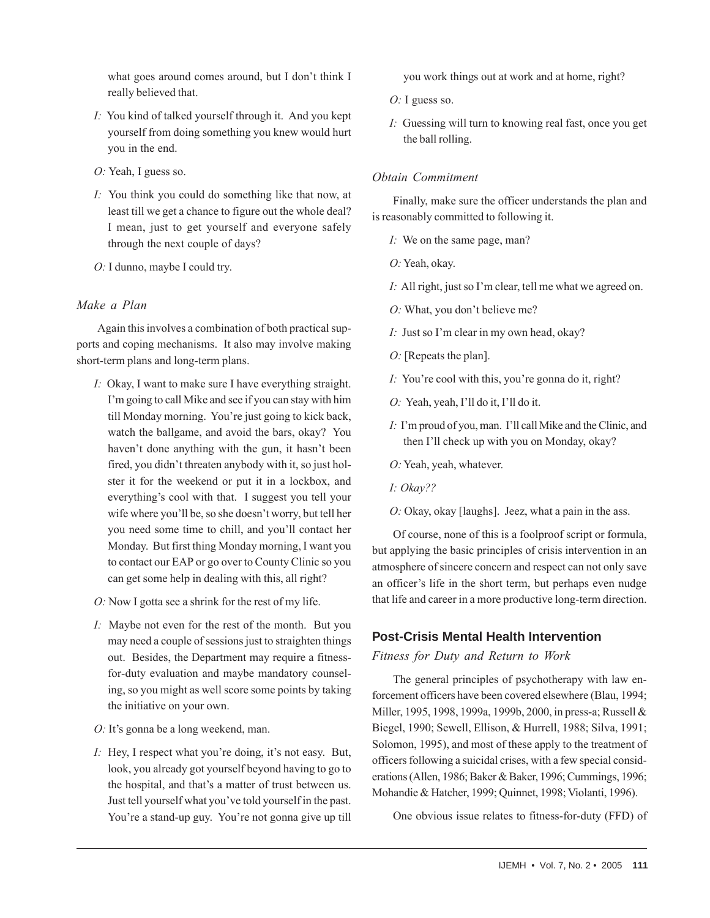what goes around comes around, but I don't think I really believed that.

*I:* You kind of talked yourself through it. And you kept yourself from doing something you knew would hurt you in the end.

*O:* Yeah, I guess so.

*I:* You think you could do something like that now, at least till we get a chance to figure out the whole deal? I mean, just to get yourself and everyone safely through the next couple of days?

*O:* I dunno, maybe I could try.

### *Make a Plan*

Again this involves a combination of both practical supports and coping mechanisms. It also may involve making short-term plans and long-term plans.

*I:* Okay, I want to make sure I have everything straight. I'm going to call Mike and see if you can stay with him till Monday morning. You're just going to kick back, watch the ballgame, and avoid the bars, okay? You haven't done anything with the gun, it hasn't been fired, you didn't threaten anybody with it, so just holster it for the weekend or put it in a lockbox, and everything's cool with that. I suggest you tell your wife where you'll be, so she doesn't worry, but tell her you need some time to chill, and you'll contact her Monday. But first thing Monday morning, I want you to contact our EAP or go over to County Clinic so you can get some help in dealing with this, all right?

*O:* Now I gotta see a shrink for the rest of my life.

*I:* Maybe not even for the rest of the month. But you may need a couple of sessions just to straighten things out. Besides, the Department may require a fitness-for-duty evaluation and maybe mandatory counseling, so you might as well score some points by taking the initiative on your own.

*O:* It's gonna be a long weekend, man.

*I:* Hey, I respect what you're doing, it's not easy. But, look, you already got yourself beyond having to go to the hospital, and that's a matter of trust between us. Just tell yourself what you've told yourself in the past. You're a stand-up guy. You're not gonna give up till you work things out at work and at home, right?

*O:* I guess so.

*I:* Guessing will turn to knowing real fast, once you get the ball rolling.

### *Obtain Commitment*

Finally, make sure the officer understands the plan and is reasonably committed to following it.

*I:* We on the same page, man?

*O:* Yeah, okay.

*I:* All right, just so I'm clear, tell me what we agreed on.

*O:* What, you don't believe me?

*I:* Just so I'm clear in my own head, okay?

*O:* [Repeats the plan].

*I:* You're cool with this, you're gonna do it, right?

*O:* Yeah, yeah, I'll do it, I'll do it.

*I:* I'm proud of you, man. I'll call Mike and the Clinic, and then I'll check up with you on Monday, okay?

*O:* Yeah, yeah, whatever.

*I: Okay??*

*O:* Okay, okay [laughs]. Jeez, what a pain in the ass.

Of course, none of this is a foolproof script or formula, but applying the basic principles of crisis intervention in an atmosphere of sincere concern and respect can not only save an officer's life in the short term, but perhaps even nudge that life and career in a more productive long-term direction.

## Post-Crisis Mental Health Intervention

### *Fitness for Duty and Return to Work*

The general principles of psychotherapy with law enforcement officers have been covered elsewhere (Blau, 1994; Miller, 1995, 1998, 1999a, 1999b, 2000, in press-a; Russell & Biegel, 1990; Sewell, Ellison, & Hurrell, 1988; Silva, 1991; Solomon, 1995), and most of these apply to the treatment of officers following a suicidal crises, with a few special considerations (Allen, 1986; Baker & Baker, 1996; Cummings, 1996; Mohandie & Hatcher, 1999; Quinnet, 1998; Violanti, 1996).

One obvious issue relates to fitness-for-duty (FFD) of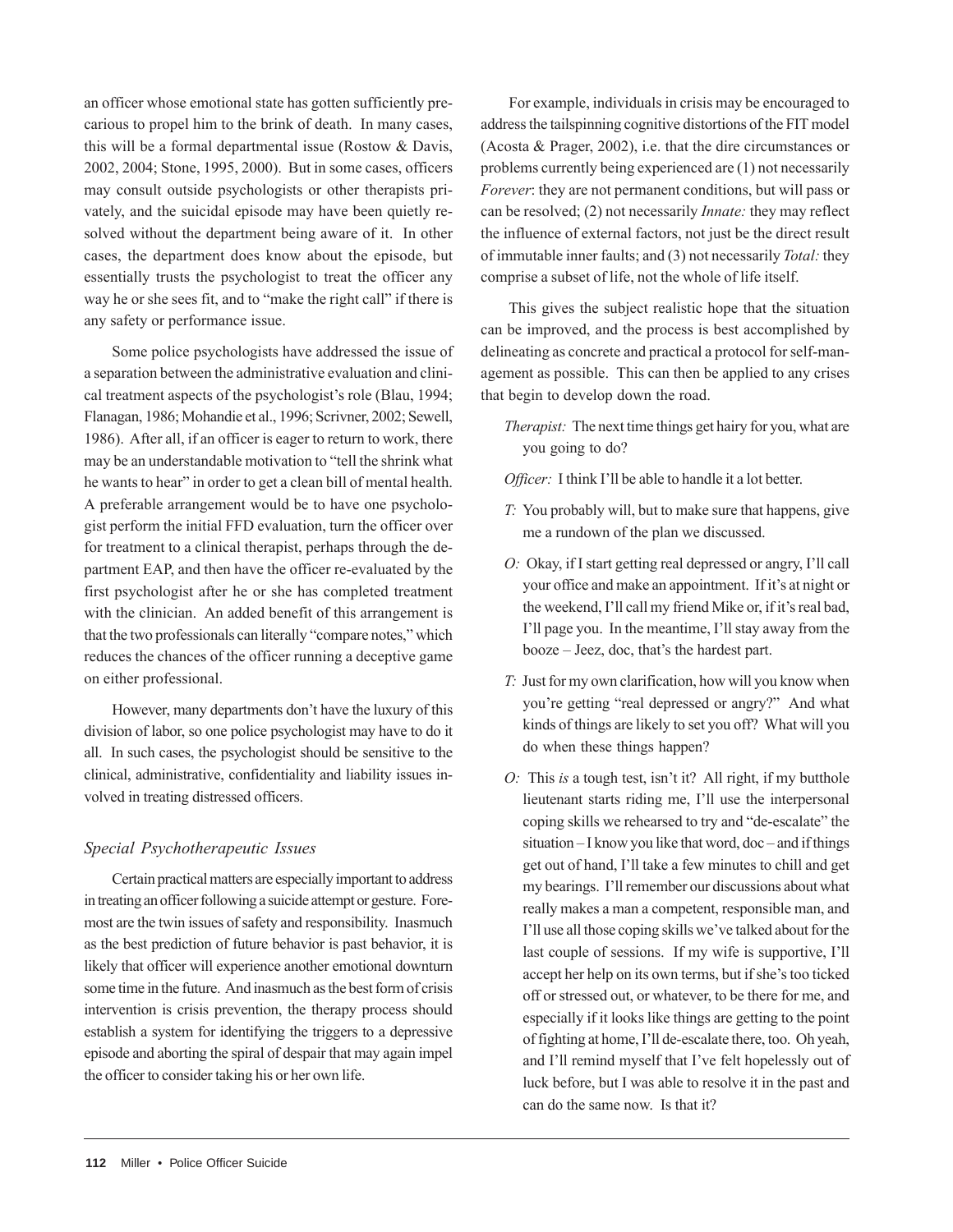an officer whose emotional state has gotten sufficiently precarious to propel him to the brink of death. In many cases, this will be a formal departmental issue (Rostow & Davis, 2002, 2004; Stone, 1995, 2000). But in some cases, officers may consult outside psychologists or other therapists privately, and the suicidal episode may have been quietly resolved without the department being aware of it. In other cases, the department does know about the episode, but essentially trusts the psychologist to treat the officer any way he or she sees fit, and to "make the right call" if there is any safety or performance issue.

Some police psychologists have addressed the issue of a separation between the administrative evaluation and clinical treatment aspects of the psychologist's role (Blau, 1994; Flanagan, 1986; Mohandie et al., 1996; Scrivner, 2002; Sewell, 1986). After all, if an officer is eager to return to work, there may be an understandable motivation to "tell the shrink what he wants to hear" in order to get a clean bill of mental health. A preferable arrangement would be to have one psychologist perform the initial FFD evaluation, turn the officer over for treatment to a clinical therapist, perhaps through the department EAP, and then have the officer re-evaluated by the first psychologist after he or she has completed treatment with the clinician. An added benefit of this arrangement is that the two professionals can literally "compare notes," which reduces the chances of the officer running a deceptive game on either professional.

However, many departments don't have the luxury of this division of labor, so one police psychologist may have to do it all. In such cases, the psychologist should be sensitive to the clinical, administrative, confidentiality and liability issues involved in treating distressed officers.

### *Special Psychotherapeutic Issues*

Certain practical matters are especially important to address in treating an officer following a suicide attempt or gesture. Foremost are the twin issues of safety and responsibility. Inasmuch as the best prediction of future behavior is past behavior, it is likely that officer will experience another emotional downturn some time in the future. And inasmuch as the best form of crisis intervention is crisis prevention, the therapy process should establish a system for identifying the triggers to a depressive episode and aborting the spiral of despair that may again impel the officer to consider taking his or her own life.

For example, individuals in crisis may be encouraged to address the tailspinning cognitive distortions of the FIT model (Acosta & Prager, 2002), i.e. that the dire circumstances or problems currently being experienced are (1) not necessarily *Forever*: they are not permanent conditions, but will pass or can be resolved; (2) not necessarily *Innate:* they may reflect the influence of external factors, not just be the direct result of immutable inner faults; and (3) not necessarily *Total:* they comprise a subset of life, not the whole of life itself.

This gives the subject realistic hope that the situation can be improved, and the process is best accomplished by delineating as concrete and practical a protocol for self-management as possible. This can then be applied to any crises that begin to develop down the road.

*Therapist:* The next time things get hairy for you, what are you going to do?

*Officer:* I think I'll be able to handle it a lot better.

*T:* You probably will, but to make sure that happens, give me a rundown of the plan we discussed.

*O:* Okay, if I start getting real depressed or angry, I'll call your office and make an appointment. If it's at night or the weekend, I'll call my friend Mike or, if it's real bad, I'll page you. In the meantime, I'll stay away from the booze – Jeez, doc, that's the hardest part.

*T:* Just for my own clarification, how will you know when you're getting "real depressed or angry?" And what kinds of things are likely to set you off? What will you do when these things happen?

*O:* This *is* a tough test, isn't it? All right, if my butthole lieutenant starts riding me, I'll use the interpersonal coping skills we rehearsed to try and "de-escalate" the situation – I know you like that word, doc – and if things get out of hand, I'll take a few minutes to chill and get my bearings. I'll remember our discussions about what really makes a man a competent, responsible man, and I'll use all those coping skills we've talked about for the last couple of sessions. If my wife is supportive, I'll accept her help on its own terms, but if she's too ticked off or stressed out, or whatever, to be there for me, and especially if it looks like things are getting to the point of fighting at home, I'll de-escalate there, too. Oh yeah, and I'll remind myself that I've felt hopelessly out of luck before, but I was able to resolve it in the past and can do the same now. Is that it?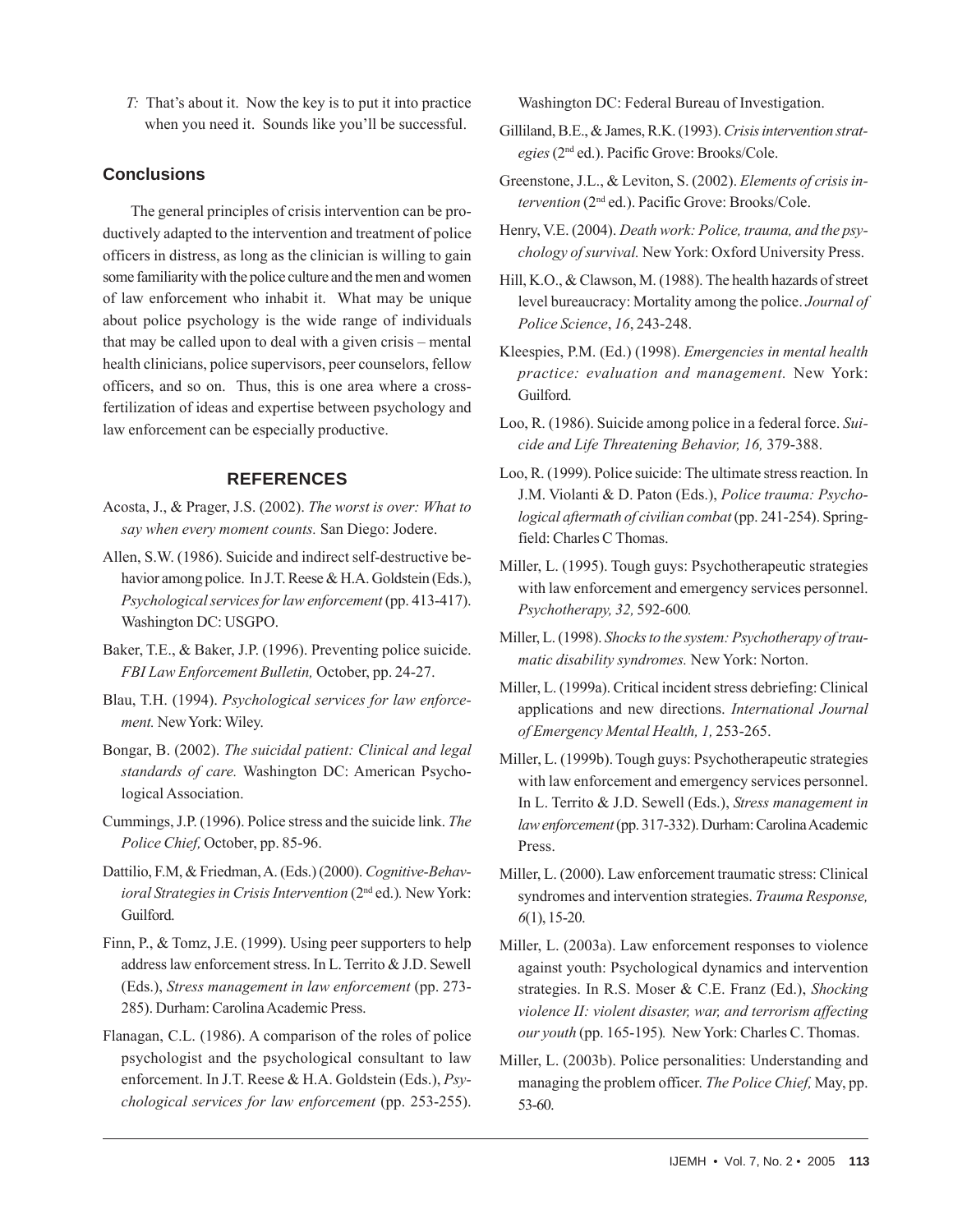*T:* That's about it. Now the key is to put it into practice when you need it. Sounds like you'll be successful.

## Conclusions

The general principles of crisis intervention can be productively adapted to the intervention and treatment of police officers in distress, as long as the clinician is willing to gain some familiarity with the police culture and the men and women of law enforcement who inhabit it. What may be unique about police psychology is the wide range of individuals that may be called upon to deal with a given crisis – mental health clinicians, police supervisors, peer counselors, fellow officers, and so on. Thus, this is one area where a cross-fertilization of ideas and expertise between psychology and law enforcement can be especially productive.

## REFERENCES

Acosta, J., & Prager, J.S. (2002). *The worst is over: What to say when every moment counts.* San Diego: Jodere.

Allen, S.W. (1986). Suicide and indirect self-destructive behavior among police. In J.T. Reese & H.A. Goldstein (Eds.), *Psychological services for law enforcement* (pp. 413-417). Washington DC: USGPO.

Baker, T.E., & Baker, J.P. (1996). Preventing police suicide. *FBI Law Enforcement Bulletin,* October, pp. 24-27.

Blau, T.H. (1994). *Psychological services for law enforcement.* New York: Wiley.

Bongar, B. (2002). *The suicidal patient: Clinical and legal standards of care.* Washington DC: American Psychological Association.

Cummings, J.P. (1996). Police stress and the suicide link. *The Police Chief,* October, pp. 85-96.

Dattilio, F.M, & Friedman, A. (Eds.) (2000). *Cognitive-Behavioral Strategies in Crisis Intervention* (2nd ed.)*.* New York: Guilford.

Finn, P., & Tomz, J.E. (1999). Using peer supporters to help address law enforcement stress. In L. Territo & J.D. Sewell (Eds.), *Stress management in law enforcement* (pp. 273-285). Durham: Carolina Academic Press.

Flanagan, C.L. (1986). A comparison of the roles of police psychologist and the psychological consultant to law enforcement. In J.T. Reese & H.A. Goldstein (Eds.), *Psychological services for law enforcement* (pp. 253-255). Washington DC: Federal Bureau of Investigation.

Gilliland, B.E., & James, R.K. (1993). *Crisis intervention strategies* (2nd ed.). Pacific Grove: Brooks/Cole.

Greenstone, J.L., & Leviton, S. (2002). *Elements of crisis intervention* (2nd ed.). Pacific Grove: Brooks/Cole.

Henry, V.E. (2004). *Death work: Police, trauma, and the psychology of survival.* New York: Oxford University Press.

Hill, K.O., & Clawson, M. (1988). The health hazards of street level bureaucracy: Mortality among the police. *Journal of Police Science*, *16*, 243-248.

Kleespies, P.M. (Ed.) (1998). *Emergencies in mental health practice: evaluation and management.* New York: Guilford.

Loo, R. (1986). Suicide among police in a federal force. *Suicide and Life Threatening Behavior, 16,* 379-388.

Loo, R. (1999). Police suicide: The ultimate stress reaction. In J.M. Violanti & D. Paton (Eds.), *Police trauma: Psychological aftermath of civilian combat* (pp. 241-254). Springfield: Charles C Thomas.

Miller, L. (1995). Tough guys: Psychotherapeutic strategies with law enforcement and emergency services personnel. *Psychotherapy, 32,* 592-600*.*

Miller, L. (1998). *Shocks to the system: Psychotherapy of traumatic disability syndromes.* New York: Norton.

Miller, L. (1999a). Critical incident stress debriefing: Clinical applications and new directions. *International Journal of Emergency Mental Health, 1,* 253-265.

Miller, L. (1999b). Tough guys: Psychotherapeutic strategies with law enforcement and emergency services personnel. In L. Territo & J.D. Sewell (Eds.), *Stress management in law enforcement* (pp. 317-332). Durham: Carolina Academic Press.

Miller, L. (2000). Law enforcement traumatic stress: Clinical syndromes and intervention strategies. *Trauma Response, 6*(1), 15-20.

Miller, L. (2003a). Law enforcement responses to violence against youth: Psychological dynamics and intervention strategies. In R.S. Moser & C.E. Franz (Ed.), *Shocking violence II: violent disaster, war, and terrorism affecting our youth* (pp. 165-195)*.* New York: Charles C. Thomas.

Miller, L. (2003b). Police personalities: Understanding and managing the problem officer. *The Police Chief,* May, pp. 53-60.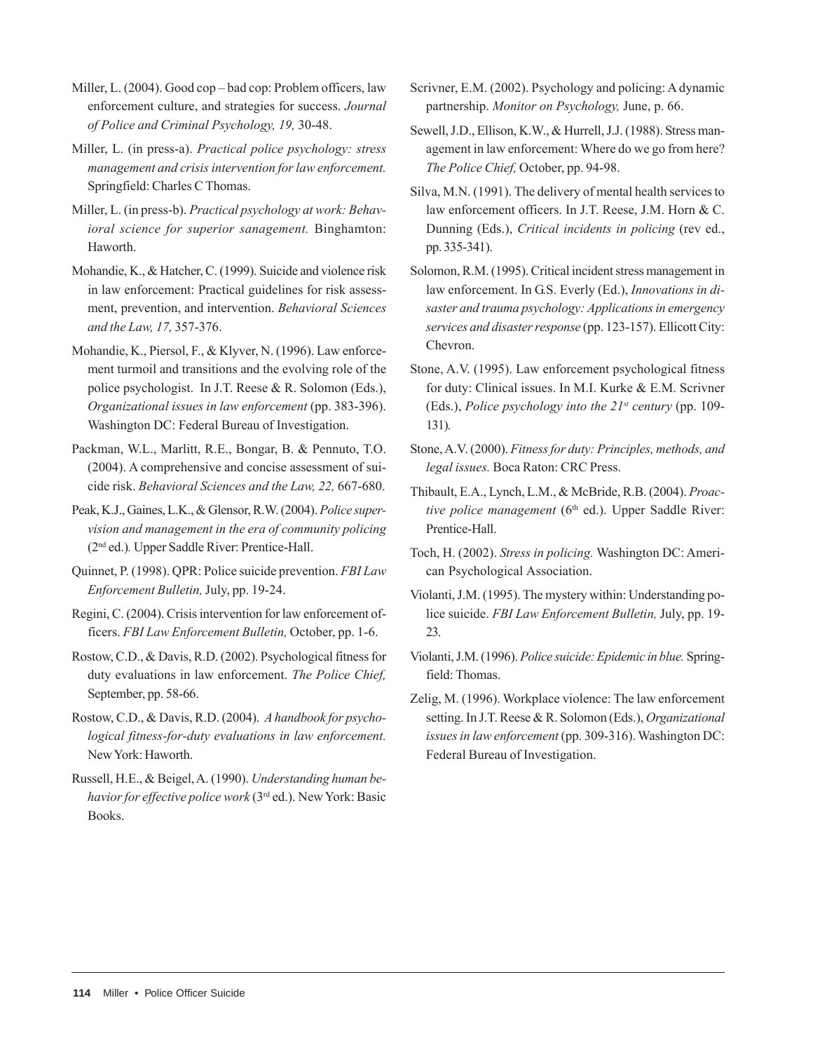Miller, L. (2004). Good cop – bad cop: Problem officers, law enforcement culture, and strategies for success. *Journal of Police and Criminal Psychology, 19,* 30-48.

Miller, L. (in press-a). *Practical police psychology: stress management and crisis intervention for law enforcement.* Springfield: Charles C Thomas.

Miller, L. (in press-b). *Practical psychology at work: Behavioral science for superior sanagement.* Binghamton: Haworth.

Mohandie, K., & Hatcher, C. (1999). Suicide and violence risk in law enforcement: Practical guidelines for risk assessment, prevention, and intervention. *Behavioral Sciences and the Law, 17,* 357-376.

Mohandie, K., Piersol, F., & Klyver, N. (1996). Law enforcement turmoil and transitions and the evolving role of the police psychologist. In J.T. Reese & R. Solomon (Eds.), *Organizational issues in law enforcement* (pp. 383-396). Washington DC: Federal Bureau of Investigation.

Packman, W.L., Marlitt, R.E., Bongar, B. & Pennuto, T.O. (2004). A comprehensive and concise assessment of suicide risk. *Behavioral Sciences and the Law, 22,* 667-680.

Peak, K.J., Gaines, L.K., & Glensor, R.W. (2004). *Police supervision and management in the era of community policing* (2nd ed.)*.* Upper Saddle River: Prentice-Hall.

Quinnet, P. (1998). QPR: Police suicide prevention. *FBI Law Enforcement Bulletin,* July, pp. 19-24.

Regini, C. (2004). Crisis intervention for law enforcement officers. *FBI Law Enforcement Bulletin,* October, pp. 1-6.

Rostow, C.D., & Davis, R.D. (2002). Psychological fitness for duty evaluations in law enforcement. *The Police Chief,* September, pp. 58-66.

Rostow, C.D., & Davis, R.D. (2004). *A handbook for psychological fitness-for-duty evaluations in law enforcement.* New York: Haworth.

Russell, H.E., & Beigel, A. (1990). *Understanding human behavior for effective police work* (3rd ed.). New York: Basic Books.

Scrivner, E.M. (2002). Psychology and policing: A dynamic partnership. *Monitor on Psychology,* June, p. 66.

Sewell, J.D., Ellison, K.W., & Hurrell, J.J. (1988). Stress management in law enforcement: Where do we go from here? *The Police Chief,* October, pp. 94-98.

Silva, M.N. (1991). The delivery of mental health services to law enforcement officers. In J.T. Reese, J.M. Horn & C. Dunning (Eds.), *Critical incidents in policing* (rev ed., pp. 335-341).

Solomon, R.M. (1995). Critical incident stress management in law enforcement. In G.S. Everly (Ed.), *Innovations in disaster and trauma psychology: Applications in emergency services and disaster response* (pp. 123-157). Ellicott City: Chevron.

Stone, A.V. (1995). Law enforcement psychological fitness for duty: Clinical issues. In M.I. Kurke & E.M. Scrivner (Eds.), *Police psychology into the 21st century* (pp. 109-131)*.*

Stone, A.V. (2000). *Fitness for duty: Principles, methods, and legal issues.* Boca Raton: CRC Press.

Thibault, E.A., Lynch, L.M., & McBride, R.B. (2004). *Proactive police management* (6th ed.). Upper Saddle River: Prentice-Hall.

Toch, H. (2002). *Stress in policing.* Washington DC: American Psychological Association.

Violanti, J.M. (1995). The mystery within: Understanding police suicide. *FBI Law Enforcement Bulletin,* July, pp. 19-23*.*

Violanti, J.M. (1996). *Police suicide: Epidemic in blue.* Springfield: Thomas.

Zelig, M. (1996). Workplace violence: The law enforcement setting. In J.T. Reese & R. Solomon (Eds.), *Organizational issues in law enforcement* (pp. 309-316). Washington DC: Federal Bureau of Investigation.